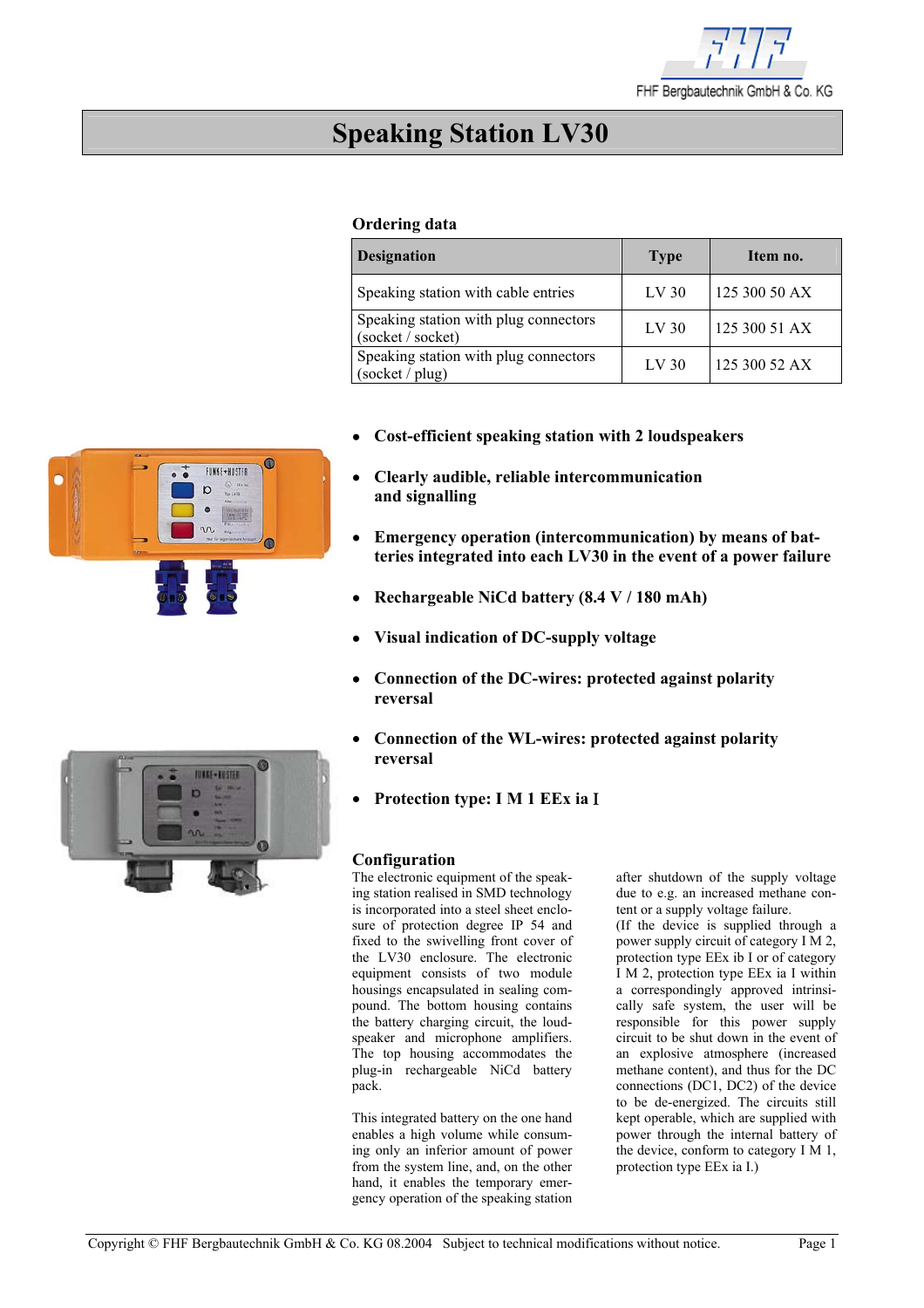# Speaking Station LV30

## Ordering data

| Designation | Type | Item no. |
|---|---|---|
| Speaking station with cable entries | LV 30 | 125 300 50 AX |
| Speaking station with plug connectors (socket / socket) | LV 30 | 125 300 51 AX |
| Speaking station with plug connectors (socket / plug) | LV 30 | 125 300 52 AX |

- **Cost-efficient speaking station with 2 loudspeakers**
- **Clearly audible, reliable intercommunication and signalling**
- **Emergency operation (intercommunication) by means of batteries integrated into each LV30 in the event of a power failure**
- **Rechargeable NiCd battery (8.4 V / 180 mAh)**
- **Visual indication of DC-supply voltage**
- **Connection of the DC-wires: protected against polarity reversal**
- **Connection of the WL-wires: protected against polarity reversal**
- **Protection type: I M 1 EEx ia I**

## Configuration

The electronic equipment of the speaking station realised in SMD technology is incorporated into a steel sheet enclosure of protection degree IP 54 and fixed to the swivelling front cover of the LV30 enclosure. The electronic equipment consists of two module housings encapsulated in sealing compound. The bottom housing contains the battery charging circuit, the loudspeaker and microphone amplifiers. The top housing accommodates the plug-in rechargeable NiCd battery pack.

This integrated battery on the one hand enables a high volume while consuming only an inferior amount of power from the system line, and, on the other hand, it enables the temporary emergency operation of the speaking station after shutdown of the supply voltage due to e.g. an increased methane content or a supply voltage failure.

(If the device is supplied through a power supply circuit of category I M 2, protection type EEx ib I or of category I M 2, protection type EEx ia I within a correspondingly approved intrinsically safe system, the user will be responsible for this power supply circuit to be shut down in the event of an explosive atmosphere (increased methane content), and thus for the DC connections (DC1, DC2) of the device to be de-energized. The circuits still kept operable, which are supplied with power through the internal battery of the device, conform to category I M 1, protection type EEx ia I.)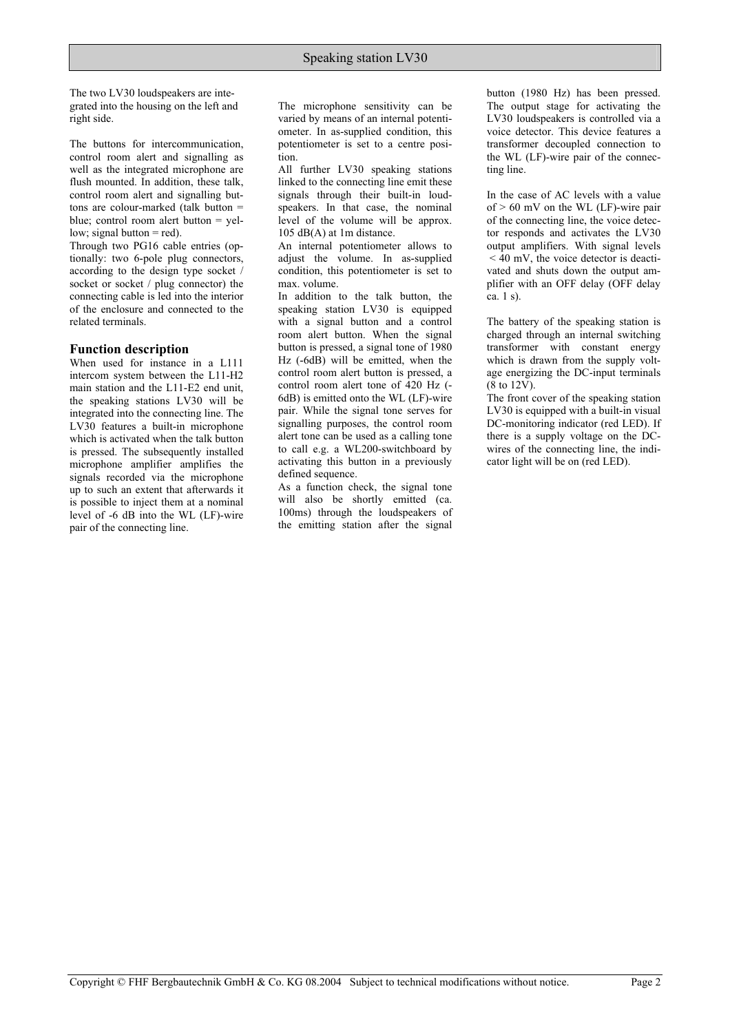The two LV30 loudspeakers are integrated into the housing on the left and right side.

The buttons for intercommunication, control room alert and signalling buttons are colour-marked (talk button = blue; control room alert button = yellow; signal button = red).

Wait—original: "The buttons for intercommunication, control room alert and signalling as well as the integrated microphone are flush mounted. In addition, these talk, control room alert and signalling buttons are colour-marked (talk button = blue; control room alert button = yellow; signal button = red)."

Through two PG16 cable entries (optionally: two 6-pole plug connectors, according to the design type socket / socket or socket / plug connector) the connecting cable is led into the interior of the enclosure and connected to the related terminals.

## Function description

When used for instance in a L111 intercom system between the L11-H2 main station and the L11-E2 end unit, the speaking stations LV30 will be integrated into the connecting line. The LV30 features a built-in microphone which is activated when the talk button is pressed. The subsequently installed microphone amplifier amplifies the signals recorded via the microphone up to such an extent that afterwards it is possible to inject them at a nominal level of -6 dB into the WL (LF)-wire pair of the connecting line.

The microphone sensitivity can be varied by means of an internal potentiometer. In as-supplied condition, this potentiometer is set to a centre position.

All further LV30 speaking stations linked to the connecting line emit these signals through their built-in loudspeakers. In that case, the nominal level of the volume will be approx. 105 dB(A) at 1m distance.

An internal potentiometer allows to adjust the volume. In as-supplied condition, this potentiometer is set to max. volume.

In addition to the talk button, the speaking station LV30 is equipped with a signal button and a control room alert button. When the signal button is pressed, a signal tone of 1980 Hz (-6dB) will be emitted, when the control room alert button is pressed, a control room alert tone of 420 Hz (-6dB) is emitted onto the WL (LF)-wire pair. While the signal tone serves for signalling purposes, the control room alert tone can be used as a calling tone to call e.g. a WL200-switchboard by activating this button in a previously defined sequence.

As a function check, the signal tone will also be shortly emitted (ca. 100ms) through the loudspeakers of the emitting station after the signal button (1980 Hz) has been pressed. The output stage for activating the LV30 loudspeakers is controlled via a voice detector. This device features a transformer decoupled connection to the WL (LF)-wire pair of the connecting line.

In the case of AC levels with a value of > 60 mV on the WL (LF)-wire pair of the connecting line, the voice detector responds and activates the LV30 output amplifiers. With signal levels < 40 mV, the voice detector is deactivated and shuts down the output amplifier with an OFF delay (OFF delay ca. 1 s).

The battery of the speaking station is charged through an internal switching transformer with constant energy which is drawn from the supply voltage energizing the DC-input terminals (8 to 12V).

The front cover of the speaking station LV30 is equipped with a built-in visual DC-monitoring indicator (red LED). If there is a supply voltage on the DC-wires of the connecting line, the indicator light will be on (red LED).

The two LV30 loudspeakers are integrated into the housing on the left and right side.

The buttons for intercommunication, control room alert and signalling as well as the integrated microphone are flush mounted. In addition, these talk, control room alert and signalling buttons are colour-marked (talk button = blue; control room alert button = yellow; signal button = red).

Through two PG16 cable entries (optionally: two 6-pole plug connectors, according to the design type socket / socket or socket / plug connector) the connecting cable is led into the interior of the enclosure and connected to the related terminals.

## Function description

When used for instance in a L111 intercom system between the L11-H2 main station and the L11-E2 end unit, the speaking stations LV30 will be integrated into the connecting line. The LV30 features a built-in microphone which is activated when the talk button is pressed. The subsequently installed microphone amplifier amplifies the signals recorded via the microphone up to such an extent that afterwards it is possible to inject them at a nominal level of -6 dB into the WL (LF)-wire pair of the connecting line.

The microphone sensitivity can be varied by means of an internal potentiometer. In as-supplied condition, this potentiometer is set to a centre position.

All further LV30 speaking stations linked to the connecting line emit these signals through their built-in loudspeakers. In that case, the nominal level of the volume will be approx. 105 dB(A) at 1m distance.

An internal potentiometer allows to adjust the volume. In as-supplied condition, this potentiometer is set to max. volume.

In addition to the talk button, the speaking station LV30 is equipped with a signal button and a control room alert button. When the signal button is pressed, a signal tone of 1980 Hz (-6dB) will be emitted, when the control room alert button is pressed, a control room alert tone of 420 Hz (-6dB) is emitted onto the WL (LF)-wire pair. While the signal tone serves for signalling purposes, the control room alert tone can be used as a calling tone to call e.g. a WL200-switchboard by activating this button in a previously defined sequence.

As a function check, the signal tone will also be shortly emitted (ca. 100ms) through the loudspeakers of the emitting station after the signal button (1980 Hz) has been pressed. The output stage for activating the LV30 loudspeakers is controlled via a voice detector. This device features a transformer decoupled connection to the WL (LF)-wire pair of the connecting line.

In the case of AC levels with a value of > 60 mV on the WL (LF)-wire pair of the connecting line, the voice detector responds and activates the LV30 output amplifiers. With signal levels < 40 mV, the voice detector is deactivated and shuts down the output amplifier with an OFF delay (OFF delay ca. 1 s).

The battery of the speaking station is charged through an internal switching transformer with constant energy which is drawn from the supply voltage energizing the DC-input terminals (8 to 12V).

The front cover of the speaking station LV30 is equipped with a built-in visual DC-monitoring indicator (red LED). If there is a supply voltage on the DC-wires of the connecting line, the indicator light will be on (red LED).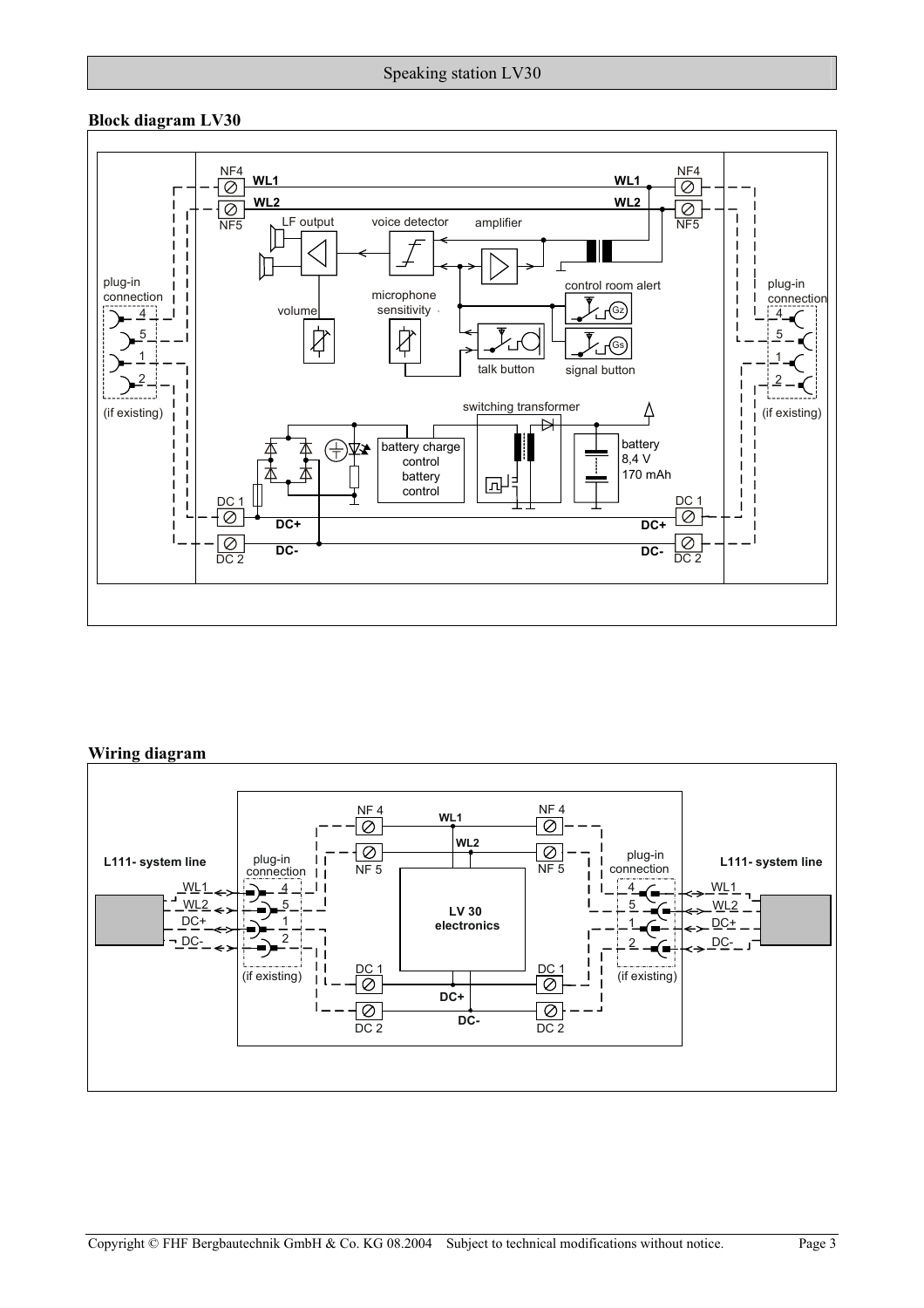## Block diagram LV30

plug-in connection

4
5
1
2

(if existing)

NF4 WL1 WL1 NF4

NF5 WL2 WL2 NF5

LF output

voice detector

amplifier

volume

microphone sensitivity

control room alert

Gz

Gs

talk button

signal button

switching transformer

battery charge control battery control

battery 8,4 V 170 mAh

DC 1 DC+ DC+ DC 1

DC 2 DC- DC- DC 2

plug-in connection

4
5
1
2

(if existing)

## Wiring diagram

L111- system line

WL1
WL2
DC+
DC-

plug-in connection

4
5
1
2

(if existing)

NF 4 WL1 NF 4

NF 5 WL2 NF 5

LV 30 electronics

DC 1 DC+ DC 1

DC 2 DC- DC 2

plug-in connection

4
5
1
2

(if existing)

L111- system line

WL1
WL2
DC+
DC-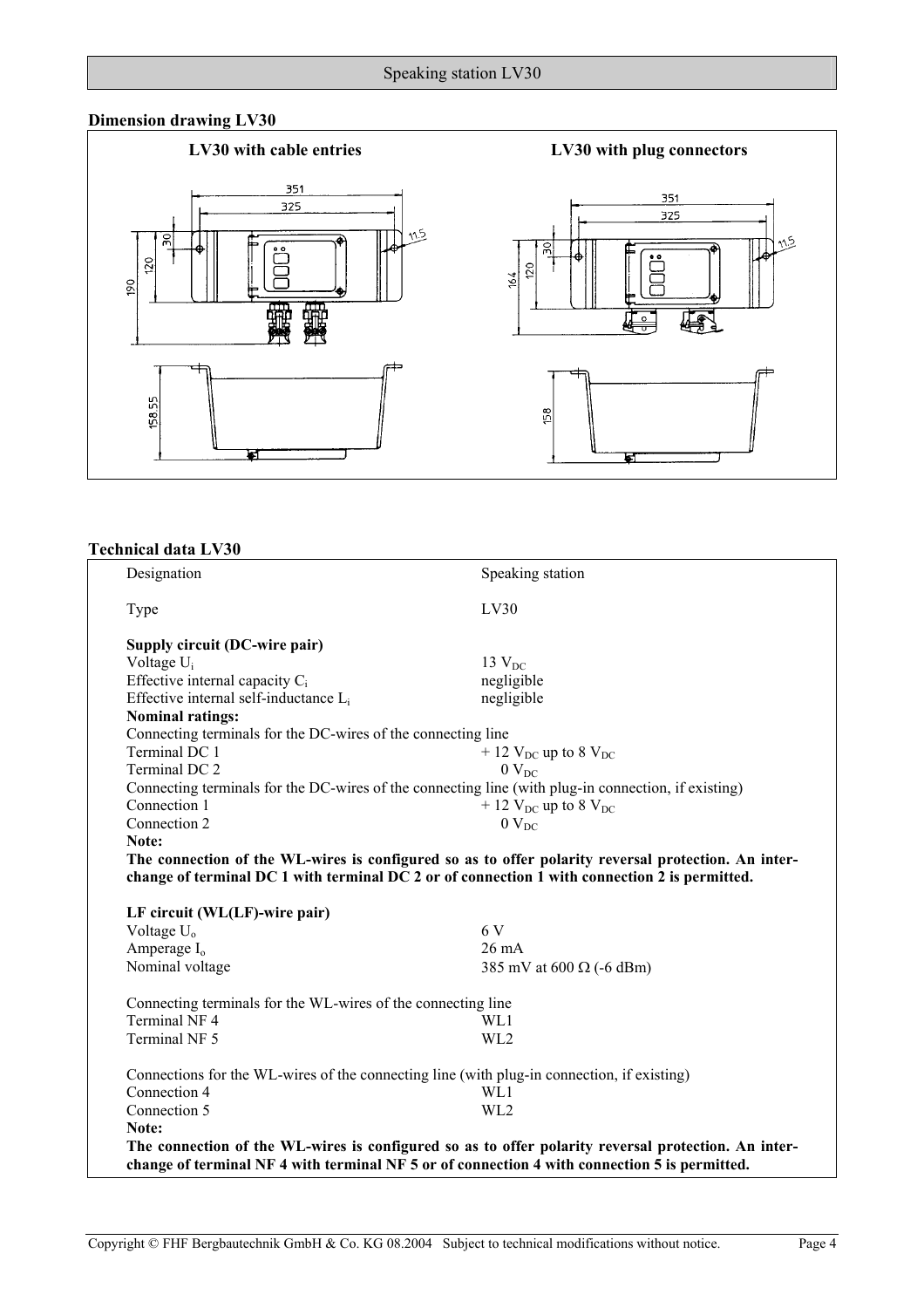Speaking station LV30

## Dimension drawing LV30

| LV30 with cable entries | LV30 with plug connectors |
|---|---|
| 351, 325, 30, 120, 190, 11,5, 158,55 | 351, 325, 30, 120, 164, 11,5, 158 |

## Technical data LV30

| | |
|---|---|
| Designation | Speaking station |
| Type | LV30 |
| **Supply circuit (DC-wire pair)** | |
| Voltage $U_i$ | 13 $V_{DC}$ |
| Effective internal capacity $C_i$ | negligible |
| Effective internal self-inductance $L_i$ | negligible |
| **Nominal ratings:** | |
| Connecting terminals for the DC-wires of the connecting line | |
| Terminal DC 1 | + 12 $V_{DC}$ up to 8 $V_{DC}$ |
| Terminal DC 2 | 0 $V_{DC}$ |
| Connecting terminals for the DC-wires of the connecting line (with plug-in connection, if existing) | |
| Connection 1 | + 12 $V_{DC}$ up to 8 $V_{DC}$ |
| Connection 2 | 0 $V_{DC}$ |

**Note:**
**The connection of the WL-wires is configured so as to offer polarity reversal protection. An interchange of terminal DC 1 with terminal DC 2 or of connection 1 with connection 2 is permitted.**

| | |
|---|---|
| **LF circuit (WL(LF)-wire pair)** | |
| Voltage $U_o$ | 6 V |
| Amperage $I_o$ | 26 mA |
| Nominal voltage | 385 mV at 600 Ω (-6 dBm) |
| Connecting terminals for the WL-wires of the connecting line | |
| Terminal NF 4 | WL1 |
| Terminal NF 5 | WL2 |
| Connections for the WL-wires of the connecting line (with plug-in connection, if existing) | |
| Connection 4 | WL1 |
| Connection 5 | WL2 |

**Note:**
**The connection of the WL-wires is configured so as to offer polarity reversal protection. An interchange of terminal NF 4 with terminal NF 5 or of connection 4 with connection 5 is permitted.**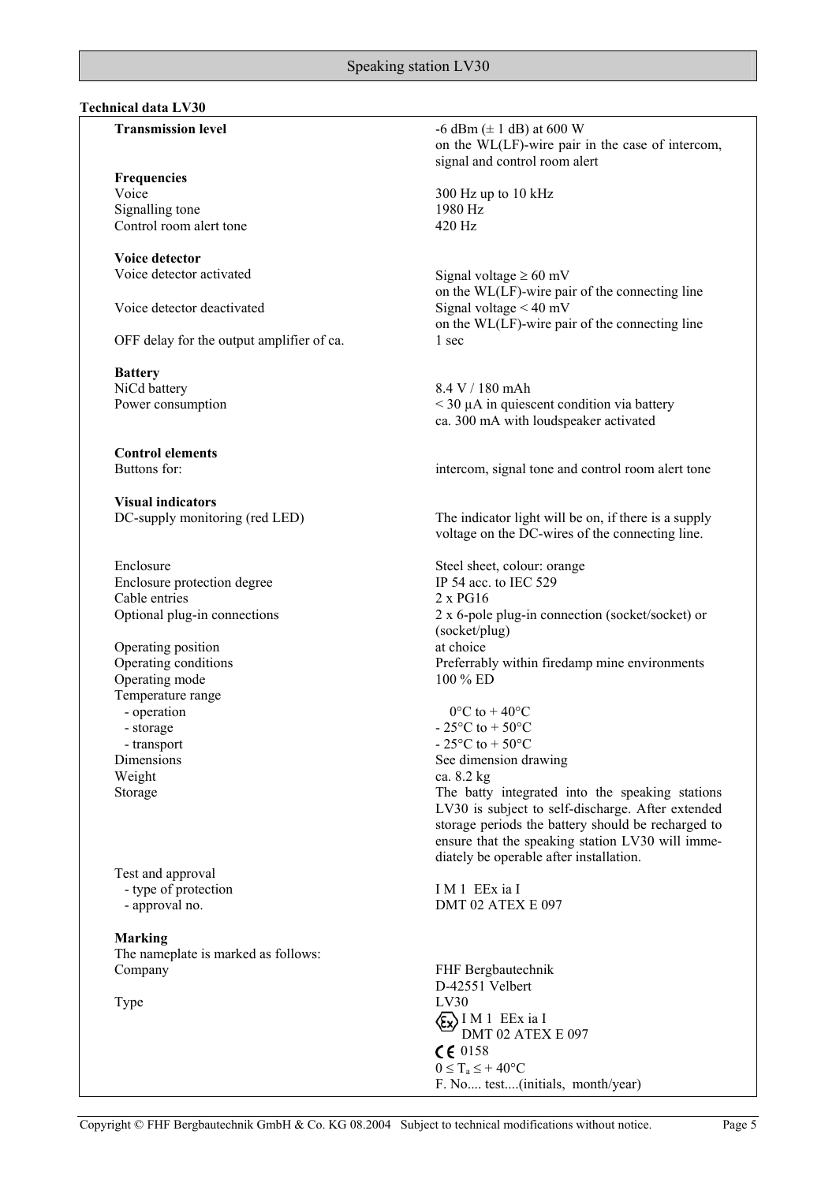## Technical data LV30

| | |
|---|---|
| **Transmission level** | -6 dBm (± 1 dB) at 600 W on the WL(LF)-wire pair in the case of intercom, signal and control room alert |
| **Frequencies** | |
| Voice | 300 Hz up to 10 kHz |
| Signalling tone | 1980 Hz |
| Control room alert tone | 420 Hz |
| **Voice detector** | |
| Voice detector activated | Signal voltage ≥ 60 mV on the WL(LF)-wire pair of the connecting line |
| Voice detector deactivated | Signal voltage < 40 mV on the WL(LF)-wire pair of the connecting line |
| OFF delay for the output amplifier of ca. | 1 sec |
| **Battery** | |
| NiCd battery | 8.4 V / 180 mAh |
| Power consumption | < 30 µA in quiescent condition via battery<br>ca. 300 mA with loudspeaker activated |
| **Control elements** | |
| Buttons for: | intercom, signal tone and control room alert tone |
| **Visual indicators** | |
| DC-supply monitoring (red LED) | The indicator light will be on, if there is a supply voltage on the DC-wires of the connecting line. |
| Enclosure | Steel sheet, colour: orange |
| Enclosure protection degree | IP 54 acc. to IEC 529 |
| Cable entries | 2 x PG16 |
| Optional plug-in connections | 2 x 6-pole plug-in connection (socket/socket) or (socket/plug) |
| Operating position | at choice |
| Operating conditions | Preferrably within firedamp mine environments |
| Operating mode | 100 % ED |
| Temperature range | |
| - operation | 0°C to + 40°C |
| - storage | - 25°C to + 50°C |
| - transport | - 25°C to + 50°C |
| Dimensions | See dimension drawing |
| Weight | ca. 8.2 kg |
| Storage | The batty integrated into the speaking stations LV30 is subject to self-discharge. After extended storage periods the battery should be recharged to ensure that the speaking station LV30 will immediately be operable after installation. |
| Test and approval | |
| - type of protection | I M 1 EEx ia I |
| - approval no. | DMT 02 ATEX E 097 |
| **Marking** | |
| The nameplate is marked as follows: | |
| Company | FHF Bergbautechnik<br>D-42551 Velbert |
| Type | LV30<br>Ex I M 1 EEx ia I<br>DMT 02 ATEX E 097<br>CE 0158<br>$0 \leq T_a \leq + 40°C$<br>F. No.... test....(initials, month/year) |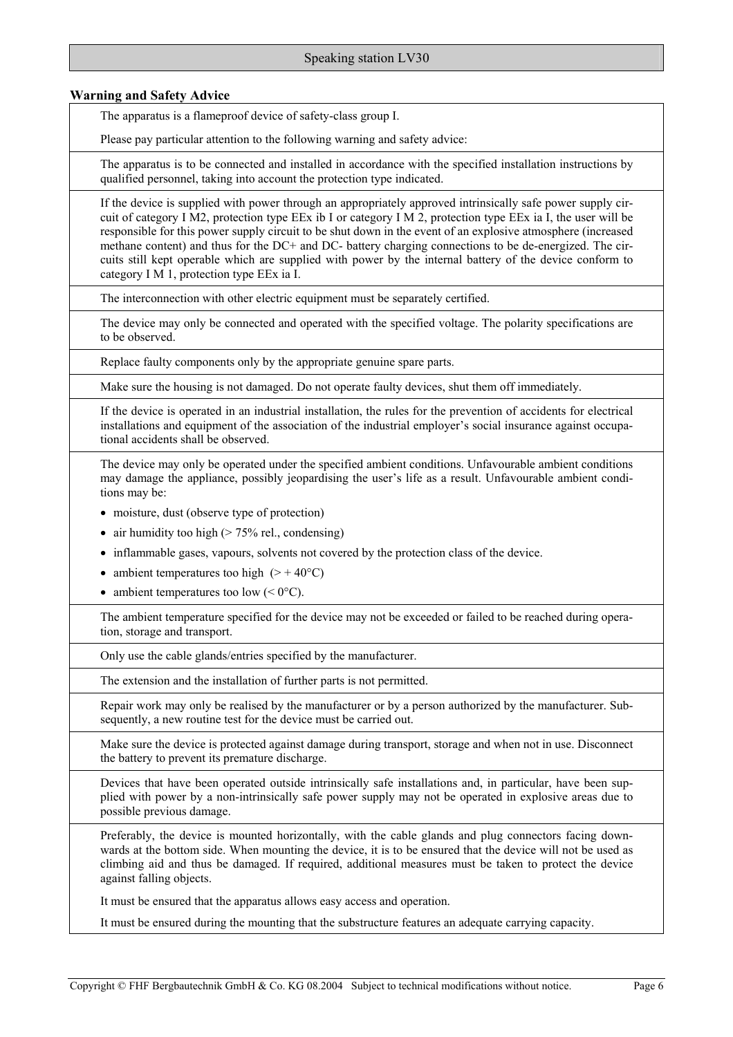## Warning and Safety Advice

The apparatus is a flameproof device of safety-class group I.

Please pay particular attention to the following warning and safety advice:

The apparatus is to be connected and installed in accordance with the specified installation instructions by qualified personnel, taking into account the protection type indicated.

If the device is supplied with power through an appropriately approved intrinsically safe power supply circuit of category I M2, protection type EEx ib I or category I M 2, protection type EEx ia I, the user will be responsible for this power supply circuit to be shut down in the event of an explosive atmosphere (increased methane content) and thus for the DC+ and DC- battery charging connections to be de-energized. The circuits still kept operable which are supplied with power by the internal battery of the device conform to category I M 1, protection type EEx ia I.

The interconnection with other electric equipment must be separately certified.

The device may only be connected and operated with the specified voltage. The polarity specifications are to be observed.

Replace faulty components only by the appropriate genuine spare parts.

Make sure the housing is not damaged. Do not operate faulty devices, shut them off immediately.

If the device is operated in an industrial installation, the rules for the prevention of accidents for electrical installations and equipment of the association of the industrial employer's social insurance against occupational accidents shall be observed.

The device may only be operated under the specified ambient conditions. Unfavourable ambient conditions may damage the appliance, possibly jeopardising the user's life as a result. Unfavourable ambient conditions may be:

- moisture, dust (observe type of protection)
- air humidity too high (> 75% rel., condensing)
- inflammable gases, vapours, solvents not covered by the protection class of the device.
- ambient temperatures too high (> + 40°C)
- ambient temperatures too low (< 0°C).

The ambient temperature specified for the device may not be exceeded or failed to be reached during operation, storage and transport.

Only use the cable glands/entries specified by the manufacturer.

The extension and the installation of further parts is not permitted.

Repair work may only be realised by the manufacturer or by a person authorized by the manufacturer. Subsequently, a new routine test for the device must be carried out.

Make sure the device is protected against damage during transport, storage and when not in use. Disconnect the battery to prevent its premature discharge.

Devices that have been operated outside intrinsically safe installations and, in particular, have been supplied with power by a non-intrinsically safe power supply may not be operated in explosive areas due to possible previous damage.

Preferably, the device is mounted horizontally, with the cable glands and plug connectors facing downwards at the bottom side. When mounting the device, it is to be ensured that the device will not be used as climbing aid and thus be damaged. If required, additional measures must be taken to protect the device against falling objects.

It must be ensured that the apparatus allows easy access and operation.

It must be ensured during the mounting that the substructure features an adequate carrying capacity.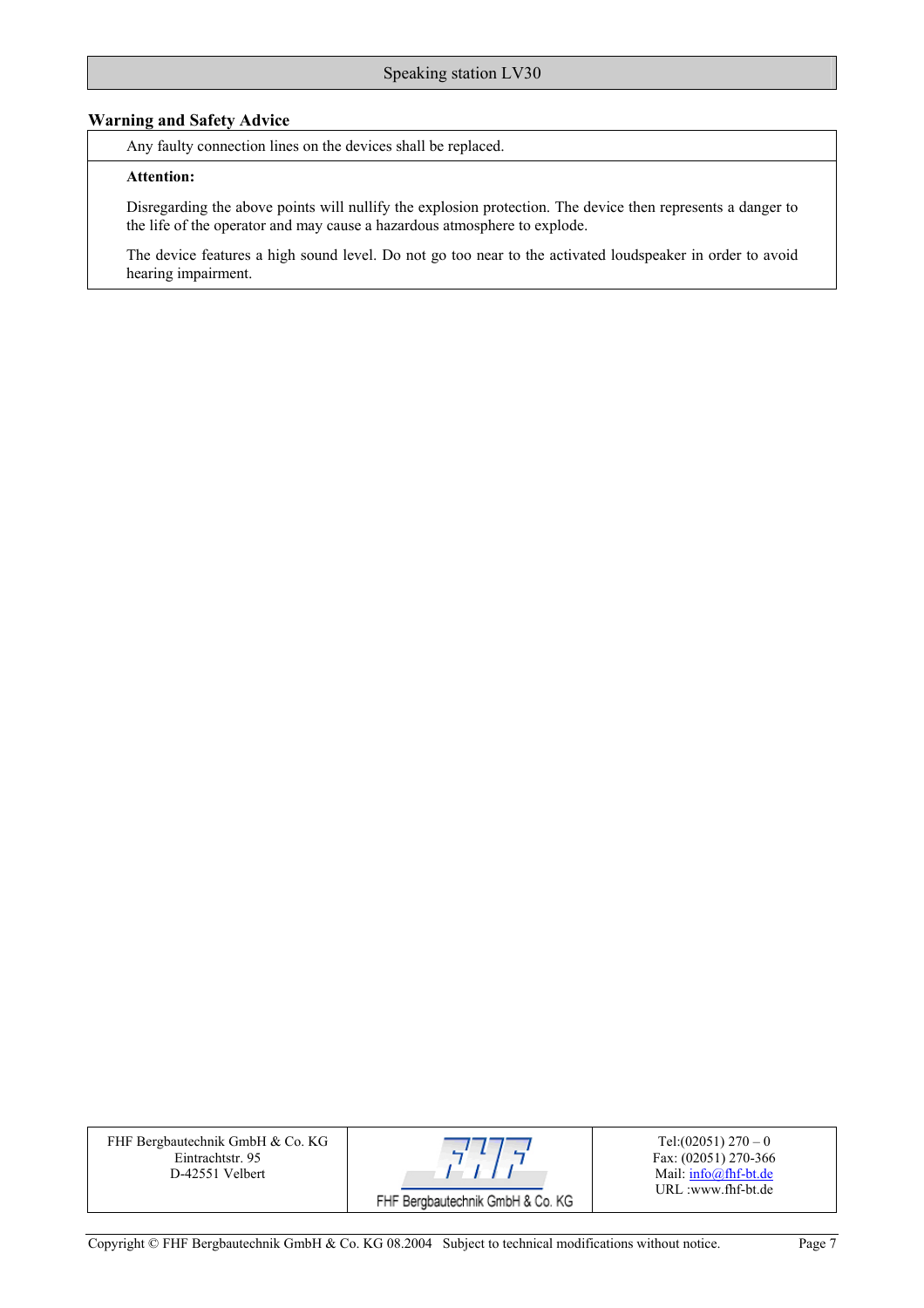## Warning and Safety Advice

Any faulty connection lines on the devices shall be replaced.

**Attention:**

Disregarding the above points will nullify the explosion protection. The device then represents a danger to the life of the operator and may cause a hazardous atmosphere to explode.

The device features a high sound level. Do not go too near to the activated loudspeaker in order to avoid hearing impairment.